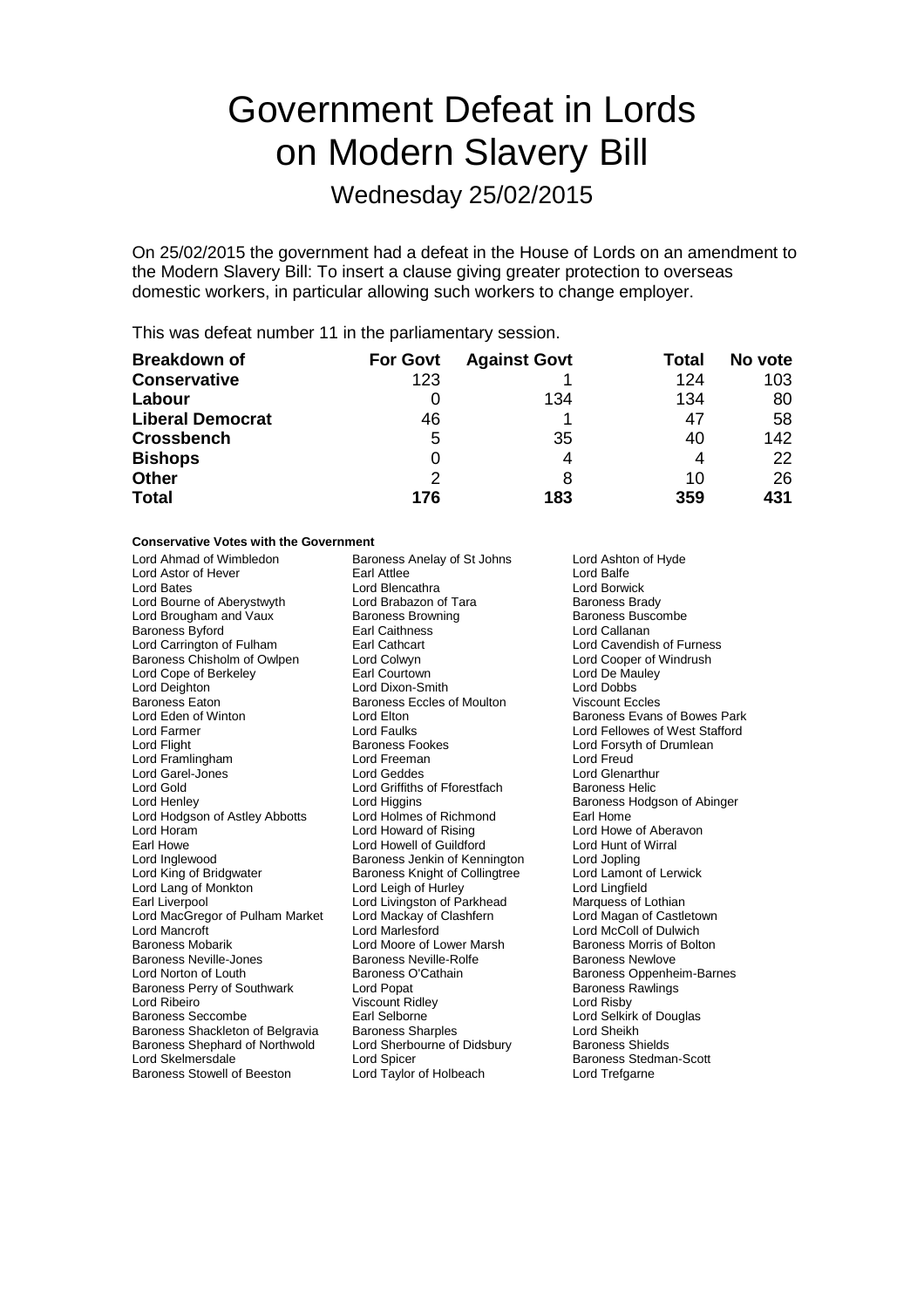# Government Defeat in Lords on Modern Slavery Bill

## Wednesday 25/02/2015

On 25/02/2015 the government had a defeat in the House of Lords on an amendment to the Modern Slavery Bill: To insert a clause giving greater protection to overseas domestic workers, in particular allowing such workers to change employer.

This was defeat number 11 in the parliamentary session.

| Breakdown of | For Govt | Against Govt | Total | No vote |
|---|---|---|---|---|
| **Conservative** | 123 | 1 | 124 | 103 |
| **Labour** | 0 | 134 | 134 | 80 |
| **Liberal Democrat** | 46 | 1 | 47 | 58 |
| **Crossbench** | 5 | 35 | 40 | 142 |
| **Bishops** | 0 | 4 | 4 | 22 |
| **Other** | 2 | 8 | 10 | 26 |
| **Total** | 176 | 183 | 359 | 431 |

**Conservative Votes with the Government**

Lord Ahmad of Wimbledon
Baroness Anelay of St Johns
Lord Ashton of Hyde
Lord Astor of Hever
Earl Attlee
Lord Balfe
Lord Bates
Lord Blencathra
Lord Borwick
Lord Bourne of Aberystwyth
Lord Brabazon of Tara
Baroness Brady
Lord Brougham and Vaux
Baroness Browning
Baroness Buscombe
Baroness Byford
Earl Caithness
Lord Callanan
Lord Carrington of Fulham
Earl Cathcart
Lord Cavendish of Furness
Baroness Chisholm of Owlpen
Lord Colwyn
Lord Cooper of Windrush
Lord Cope of Berkeley
Earl Courtown
Lord De Mauley
Lord Deighton
Lord Dixon-Smith
Lord Dobbs
Baroness Eaton
Baroness Eccles of Moulton
Viscount Eccles
Lord Eden of Winton
Lord Elton
Baroness Evans of Bowes Park
Lord Farmer
Lord Faulks
Lord Fellowes of West Stafford
Lord Flight
Baroness Fookes
Lord Forsyth of Drumlean
Lord Framlingham
Lord Freeman
Lord Freud
Lord Garel-Jones
Lord Geddes
Lord Glenarthur
Lord Gold
Lord Griffiths of Fforestfach
Baroness Helic
Lord Henley
Lord Higgins
Baroness Hodgson of Abinger
Lord Hodgson of Astley Abbotts
Lord Holmes of Richmond
Earl Home
Lord Horam
Lord Howard of Rising
Lord Howe of Aberavon
Earl Howe
Lord Howell of Guildford
Lord Hunt of Wirral
Lord Inglewood
Baroness Jenkin of Kennington
Lord Jopling
Lord King of Bridgwater
Baroness Knight of Collingtree
Lord Lamont of Lerwick
Lord Lang of Monkton
Lord Leigh of Hurley
Lord Lingfield
Earl Liverpool
Lord Livingston of Parkhead
Marquess of Lothian
Lord MacGregor of Pulham Market
Lord Mackay of Clashfern
Lord Magan of Castletown
Lord Mancroft
Lord Marlesford
Lord McColl of Dulwich
Baroness Mobarik
Lord Moore of Lower Marsh
Baroness Morris of Bolton
Baroness Neville-Jones
Baroness Neville-Rolfe
Baroness Newlove
Lord Norton of Louth
Baroness O'Cathain
Baroness Oppenheim-Barnes
Baroness Perry of Southwark
Lord Popat
Baroness Rawlings
Lord Ribeiro
Viscount Ridley
Lord Risby
Baroness Seccombe
Earl Selborne
Lord Selkirk of Douglas
Baroness Shackleton of Belgravia
Baroness Sharples
Lord Sheikh
Baroness Shephard of Northwold
Lord Sherbourne of Didsbury
Baroness Shields
Lord Skelmersdale
Lord Spicer
Baroness Stedman-Scott
Baroness Stowell of Beeston
Lord Taylor of Holbeach
Lord Trefgarne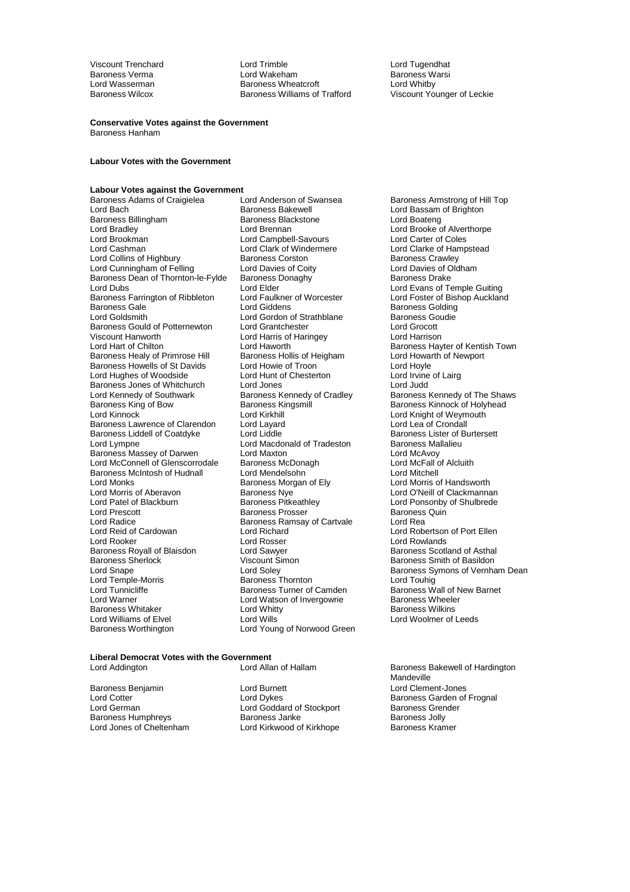Viscount Trenchard
Lord Trimble
Lord Tugendhat
Baroness Verma
Lord Wakeham
Baroness Warsi
Lord Wasserman
Baroness Wheatcroft
Lord Whitby
Baroness Wilcox
Baroness Williams of Trafford
Viscount Younger of Leckie

**Conservative Votes against the Government**

Baroness Hanham

**Labour Votes with the Government**

**Labour Votes against the Government**

Baroness Adams of Craigielea
Lord Anderson of Swansea
Baroness Armstrong of Hill Top
Lord Bach
Baroness Bakewell
Lord Bassam of Brighton
Baroness Billingham
Baroness Blackstone
Lord Boateng
Lord Bradley
Lord Brennan
Lord Brooke of Alverthorpe
Lord Brookman
Lord Campbell-Savours
Lord Carter of Coles
Lord Cashman
Lord Clark of Windermere
Lord Clarke of Hampstead
Lord Collins of Highbury
Baroness Corston
Baroness Crawley
Lord Cunningham of Felling
Lord Davies of Coity
Lord Davies of Oldham
Baroness Dean of Thornton-le-Fylde
Baroness Donaghy
Baroness Drake
Lord Dubs
Lord Elder
Lord Evans of Temple Guiting
Baroness Farrington of Ribbleton
Lord Faulkner of Worcester
Lord Foster of Bishop Auckland
Baroness Gale
Lord Giddens
Baroness Golding
Lord Goldsmith
Lord Gordon of Strathblane
Baroness Goudie
Baroness Gould of Potternewton
Lord Grantchester
Lord Grocott
Viscount Hanworth
Lord Harris of Haringey
Lord Harrison
Lord Hart of Chilton
Lord Haworth
Baroness Hayter of Kentish Town
Baroness Healy of Primrose Hill
Baroness Hollis of Heigham
Lord Howarth of Newport
Baroness Howells of St Davids
Lord Howie of Troon
Lord Hoyle
Lord Hughes of Woodside
Lord Hunt of Chesterton
Lord Irvine of Lairg
Baroness Jones of Whitchurch
Lord Jones
Lord Judd
Lord Kennedy of Southwark
Baroness Kennedy of Cradley
Baroness Kennedy of The Shaws
Baroness King of Bow
Baroness Kingsmill
Baroness Kinnock of Holyhead
Lord Kinnock
Lord Kirkhill
Lord Knight of Weymouth
Baroness Lawrence of Clarendon
Lord Layard
Lord Lea of Crondall
Baroness Liddell of Coatdyke
Lord Liddle
Baroness Lister of Burtersett
Lord Lympne
Lord Macdonald of Tradeston
Baroness Mallalieu
Baroness Massey of Darwen
Lord Maxton
Lord McAvoy
Lord McConnell of Glenscorrodale
Baroness McDonagh
Lord McFall of Alcluith
Baroness McIntosh of Hudnall
Lord Mendelsohn
Lord Mitchell
Lord Monks
Baroness Morgan of Ely
Lord Morris of Handsworth
Lord Morris of Aberavon
Baroness Nye
Lord O'Neill of Clackmannan
Lord Patel of Blackburn
Baroness Pitkeathley
Lord Ponsonby of Shulbrede
Lord Prescott
Baroness Prosser
Baroness Quin
Lord Radice
Baroness Ramsay of Cartvale
Lord Rea
Lord Reid of Cardowan
Lord Richard
Lord Robertson of Port Ellen
Lord Rooker
Lord Rosser
Lord Rowlands
Baroness Royall of Blaisdon
Lord Sawyer
Baroness Scotland of Asthal
Baroness Sherlock
Viscount Simon
Baroness Smith of Basildon
Lord Snape
Lord Soley
Baroness Symons of Vernham Dean
Lord Temple-Morris
Baroness Thornton
Lord Touhig
Lord Tunnicliffe
Baroness Turner of Camden
Baroness Wall of New Barnet
Lord Warner
Lord Watson of Invergowrie
Baroness Wheeler
Baroness Whitaker
Lord Whitty
Baroness Wilkins
Lord Williams of Elvel
Lord Wills
Lord Woolmer of Leeds
Baroness Worthington
Lord Young of Norwood Green

**Liberal Democrat Votes with the Government**

Lord Addington
Lord Allan of Hallam
Baroness Bakewell of Hardington Mandeville
Baroness Benjamin
Lord Burnett
Lord Clement-Jones
Lord Cotter
Lord Dykes
Baroness Garden of Frognal
Lord German
Lord Goddard of Stockport
Baroness Grender
Baroness Humphreys
Baroness Janke
Baroness Jolly
Lord Jones of Cheltenham
Lord Kirkwood of Kirkhope
Baroness Kramer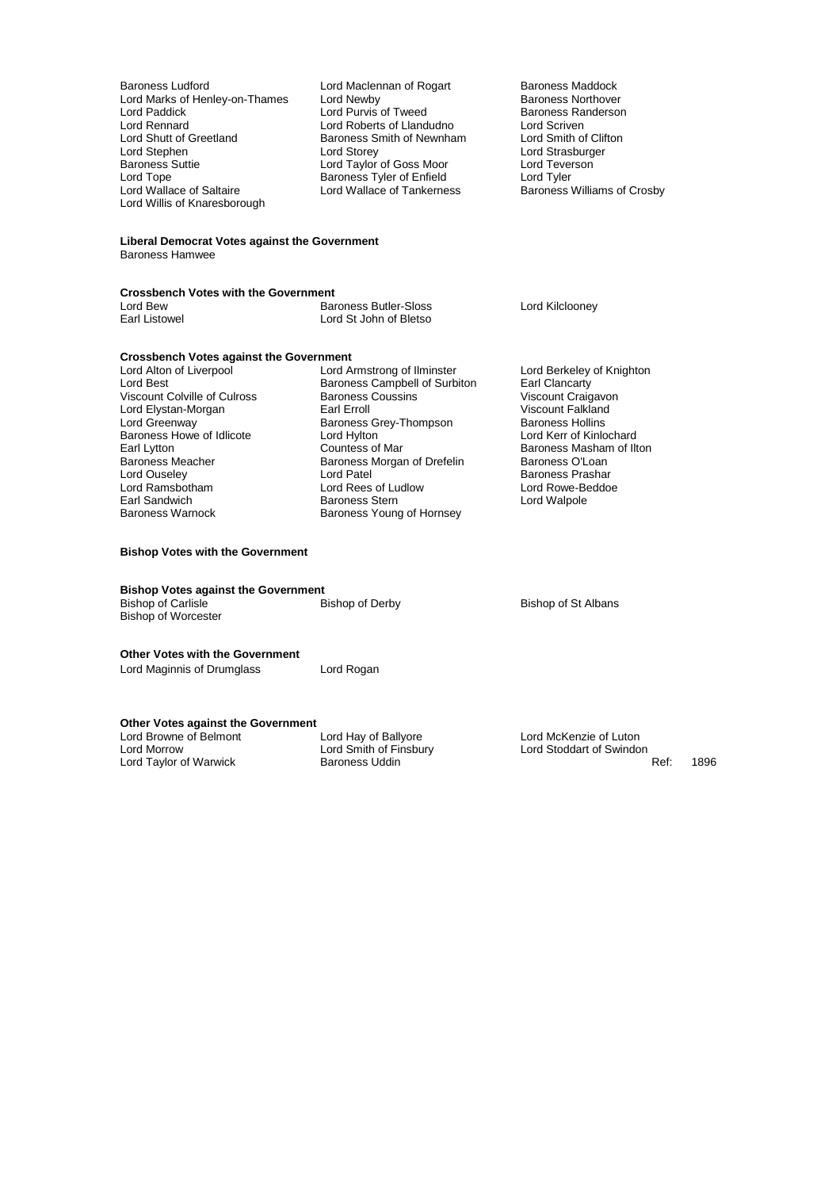Baroness Ludford
Lord Maclennan of Rogart
Baroness Maddock
Lord Marks of Henley-on-Thames
Lord Newby
Baroness Northover
Lord Paddick
Lord Purvis of Tweed
Baroness Randerson
Lord Rennard
Lord Roberts of Llandudno
Lord Scriven
Lord Shutt of Greetland
Baroness Smith of Newnham
Lord Smith of Clifton
Lord Stephen
Lord Storey
Lord Strasburger
Baroness Suttie
Lord Taylor of Goss Moor
Lord Teverson
Lord Tope
Baroness Tyler of Enfield
Lord Tyler
Lord Wallace of Saltaire
Lord Wallace of Tankerness
Baroness Williams of Crosby
Lord Willis of Knaresborough

**Liberal Democrat Votes against the Government**

Baroness Hamwee

**Crossbench Votes with the Government**

Lord Bew
Baroness Butler-Sloss
Lord Kilclooney
Earl Listowel
Lord St John of Bletso

**Crossbench Votes against the Government**

Lord Alton of Liverpool
Lord Armstrong of Ilminster
Lord Berkeley of Knighton
Lord Best
Baroness Campbell of Surbiton
Earl Clancarty
Viscount Colville of Culross
Baroness Coussins
Viscount Craigavon
Lord Elystan-Morgan
Earl Erroll
Viscount Falkland
Lord Greenway
Baroness Grey-Thompson
Baroness Hollins
Baroness Howe of Idlicote
Lord Hylton
Lord Kerr of Kinlochard
Earl Lytton
Countess of Mar
Baroness Masham of Ilton
Baroness Meacher
Baroness Morgan of Drefelin
Baroness O'Loan
Lord Ouseley
Lord Patel
Baroness Prashar
Lord Ramsbotham
Lord Rees of Ludlow
Lord Rowe-Beddoe
Earl Sandwich
Baroness Stern
Lord Walpole
Baroness Warnock
Baroness Young of Hornsey

**Bishop Votes with the Government**

**Bishop Votes against the Government**

Bishop of Carlisle
Bishop of Derby
Bishop of St Albans
Bishop of Worcester

**Other Votes with the Government**

Lord Maginnis of Drumglass
Lord Rogan

**Other Votes against the Government**

Lord Browne of Belmont
Lord Hay of Ballyore
Lord McKenzie of Luton
Lord Morrow
Lord Smith of Finsbury
Lord Stoddart of Swindon
Lord Taylor of Warwick
Baroness Uddin

Ref: 1896